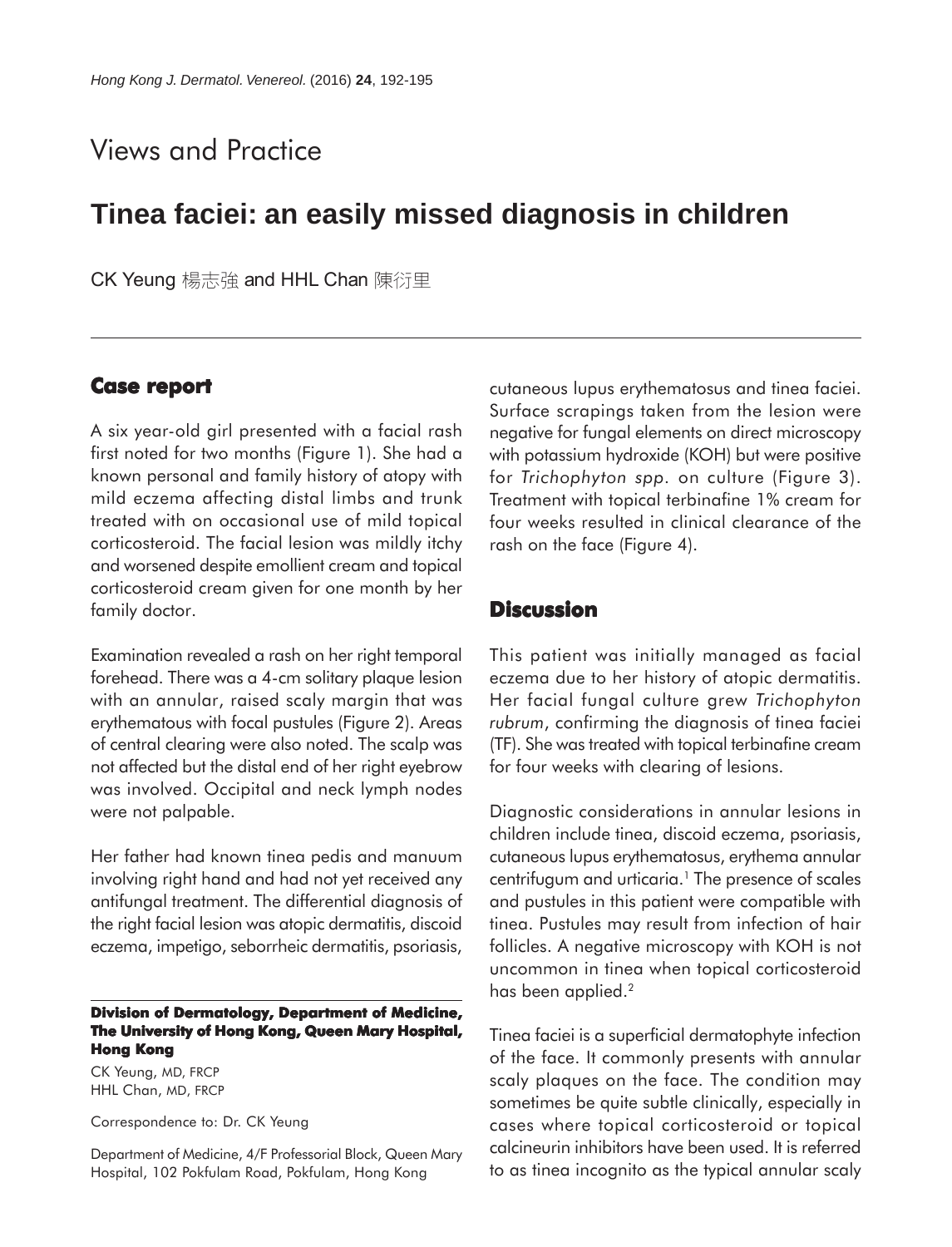# Views and Practice

## Tinea faciei: an easily missed diagnosis in children

CK Yeung 楊志強 and HHL Chan 陳衍里

### Case report

A six year-old girl presented with a facial rash first noted for two months (Figure 1). She had a known personal and family history of atopy with mild eczema affecting distal limbs and trunk treated with on occasional use of mild topical corticosteroid. The facial lesion was mildly itchy and worsened despite emollient cream and topical corticosteroid cream given for one month by her family doctor.

Examination revealed a rash on her right temporal forehead. There was a 4-cm solitary plaque lesion with an annular, raised scaly margin that was erythematous with focal pustules (Figure 2). Areas of central clearing were also noted. The scalp was not affected but the distal end of her right eyebrow was involved. Occipital and neck lymph nodes were not palpable.

Her father had known tinea pedis and manuum involving right hand and had not yet received any antifungal treatment. The differential diagnosis of the right facial lesion was atopic dermatitis, discoid eczema, impetigo, seborrheic dermatitis, psoriasis, cutaneous lupus erythematosus and tinea faciei. Surface scrapings taken from the lesion were negative for fungal elements on direct microscopy with potassium hydroxide (KOH) but were positive for *Trichophyton spp.* on culture (Figure 3). Treatment with topical terbinafine 1% cream for four weeks resulted in clinical clearance of the rash on the face (Figure 4).

### Discussion

This patient was initially managed as facial eczema due to her history of atopic dermatitis. Her facial fungal culture grew *Trichophyton rubrum*, confirming the diagnosis of tinea faciei (TF). She was treated with topical terbinafine cream for four weeks with clearing of lesions.

Diagnostic considerations in annular lesions in children include tinea, discoid eczema, psoriasis, cutaneous lupus erythematosus, erythema annular centrifugum and urticaria.[1] The presence of scales and pustules in this patient were compatible with tinea. Pustules may result from infection of hair follicles. A negative microscopy with KOH is not uncommon in tinea when topical corticosteroid has been applied.[2]

Tinea faciei is a superficial dermatophyte infection of the face. It commonly presents with annular scaly plaques on the face. The condition may sometimes be quite subtle clinically, especially in cases where topical corticosteroid or topical calcineurin inhibitors have been used. It is referred to as tinea incognito as the typical annular scaly

**Division of Dermatology, Department of Medicine, The University of Hong Kong, Queen Mary Hospital, Hong Kong**

CK Yeung, MD, FRCP
HHL Chan, MD, FRCP

Correspondence to: Dr. CK Yeung

Department of Medicine, 4/F Professorial Block, Queen Mary Hospital, 102 Pokfulam Road, Pokfulam, Hong Kong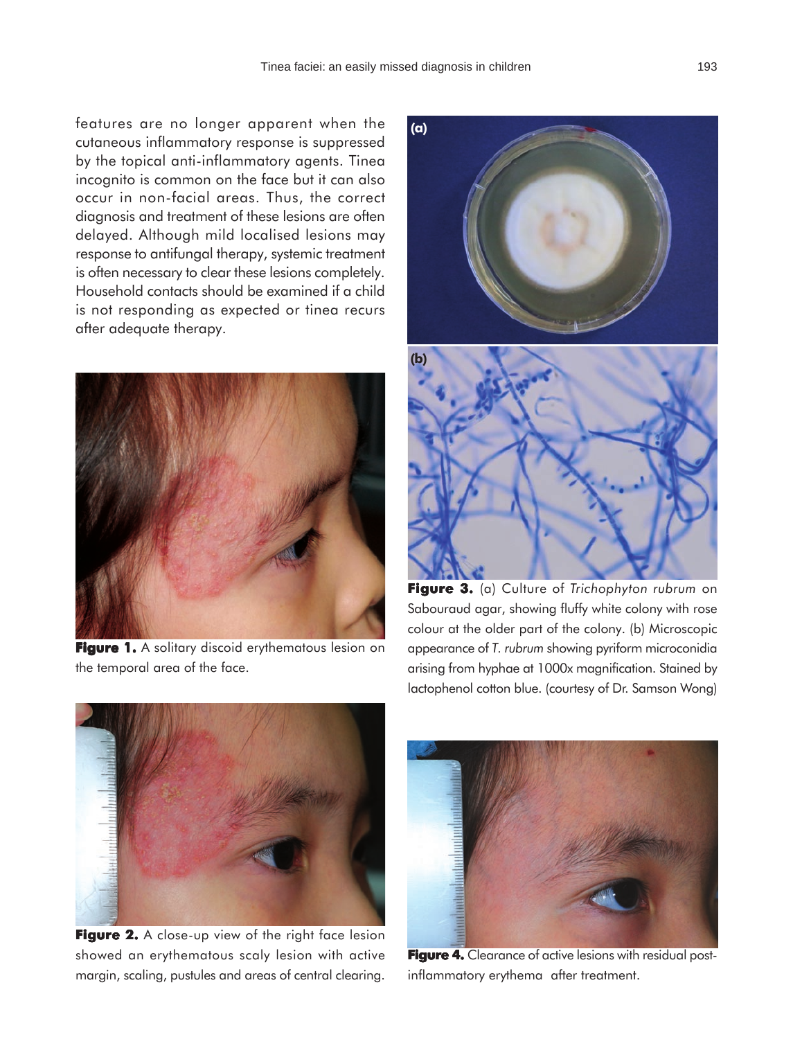features are no longer apparent when the cutaneous inflammatory response is suppressed by the topical anti-inflammatory agents. Tinea incognito is common on the face but it can also occur in non-facial areas. Thus, the correct diagnosis and treatment of these lesions are often delayed. Although mild localised lesions may response to antifungal therapy, systemic treatment is often necessary to clear these lesions completely. Household contacts should be examined if a child is not responding as expected or tinea recurs after adequate therapy.

**Figure 1.** A solitary discoid erythematous lesion on the temporal area of the face.

**Figure 2.** A close-up view of the right face lesion showed an erythematous scaly lesion with active margin, scaling, pustules and areas of central clearing.

**Figure 3.** (a) Culture of *Trichophyton rubrum* on Sabouraud agar, showing fluffy white colony with rose colour at the older part of the colony. (b) Microscopic appearance of *T. rubrum* showing pyriform microconidia arising from hyphae at 1000x magnification. Stained by lactophenol cotton blue. (courtesy of Dr. Samson Wong)

**Figure 4.** Clearance of active lesions with residual post-inflammatory erythema after treatment.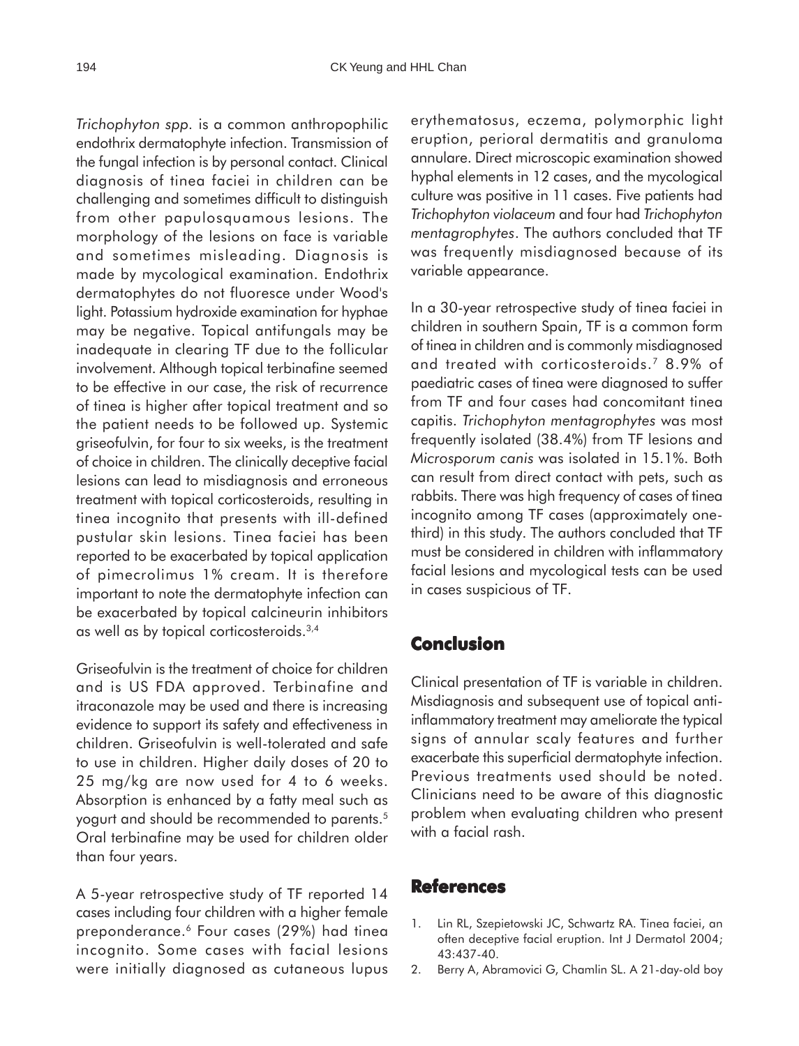*Trichophyton spp.* is a common anthropophilic endothrix dermatophyte infection. Transmission of the fungal infection is by personal contact. Clinical diagnosis of tinea faciei in children can be challenging and sometimes difficult to distinguish from other papulosquamous lesions. The morphology of the lesions on face is variable and sometimes misleading. Diagnosis is made by mycological examination. Endothrix dermatophytes do not fluoresce under Wood's light. Potassium hydroxide examination for hyphae may be negative. Topical antifungals may be inadequate in clearing TF due to the follicular involvement. Although topical terbinafine seemed to be effective in our case, the risk of recurrence of tinea is higher after topical treatment and so the patient needs to be followed up. Systemic griseofulvin, for four to six weeks, is the treatment of choice in children. The clinically deceptive facial lesions can lead to misdiagnosis and erroneous treatment with topical corticosteroids, resulting in tinea incognito that presents with ill-defined pustular skin lesions. Tinea faciei has been reported to be exacerbated by topical application of pimecrolimus 1% cream. It is therefore important to note the dermatophyte infection can be exacerbated by topical calcineurin inhibitors as well as by topical corticosteroids.[3,4]

Griseofulvin is the treatment of choice for children and is US FDA approved. Terbinafine and itraconazole may be used and there is increasing evidence to support its safety and effectiveness in children. Griseofulvin is well-tolerated and safe to use in children. Higher daily doses of 20 to 25 mg/kg are now used for 4 to 6 weeks. Absorption is enhanced by a fatty meal such as yogurt and should be recommended to parents.[5] Oral terbinafine may be used for children older than four years.

A 5-year retrospective study of TF reported 14 cases including four children with a higher female preponderance.[6] Four cases (29%) had tinea incognito. Some cases with facial lesions were initially diagnosed as cutaneous lupus erythematosus, eczema, polymorphic light eruption, perioral dermatitis and granuloma annulare. Direct microscopic examination showed hyphal elements in 12 cases, and the mycological culture was positive in 11 cases. Five patients had *Trichophyton violaceum* and four had *Trichophyton mentagrophytes*. The authors concluded that TF was frequently misdiagnosed because of its variable appearance.

In a 30-year retrospective study of tinea faciei in children in southern Spain, TF is a common form of tinea in children and is commonly misdiagnosed and treated with corticosteroids.[7] 8.9% of paediatric cases of tinea were diagnosed to suffer from TF and four cases had concomitant tinea capitis. *Trichophyton mentagrophytes* was most frequently isolated (38.4%) from TF lesions and *Microsporum canis* was isolated in 15.1%. Both can result from direct contact with pets, such as rabbits. There was high frequency of cases of tinea incognito among TF cases (approximately one-third) in this study. The authors concluded that TF must be considered in children with inflammatory facial lesions and mycological tests can be used in cases suspicious of TF.

## Conclusion

Clinical presentation of TF is variable in children. Misdiagnosis and subsequent use of topical anti-inflammatory treatment may ameliorate the typical signs of annular scaly features and further exacerbate this superficial dermatophyte infection. Previous treatments used should be noted. Clinicians need to be aware of this diagnostic problem when evaluating children who present with a facial rash.

## References

1. Lin RL, Szepietowski JC, Schwartz RA. Tinea faciei, an often deceptive facial eruption. Int J Dermatol 2004; 43:437-40.
2. Berry A, Abramovici G, Chamlin SL. A 21-day-old boy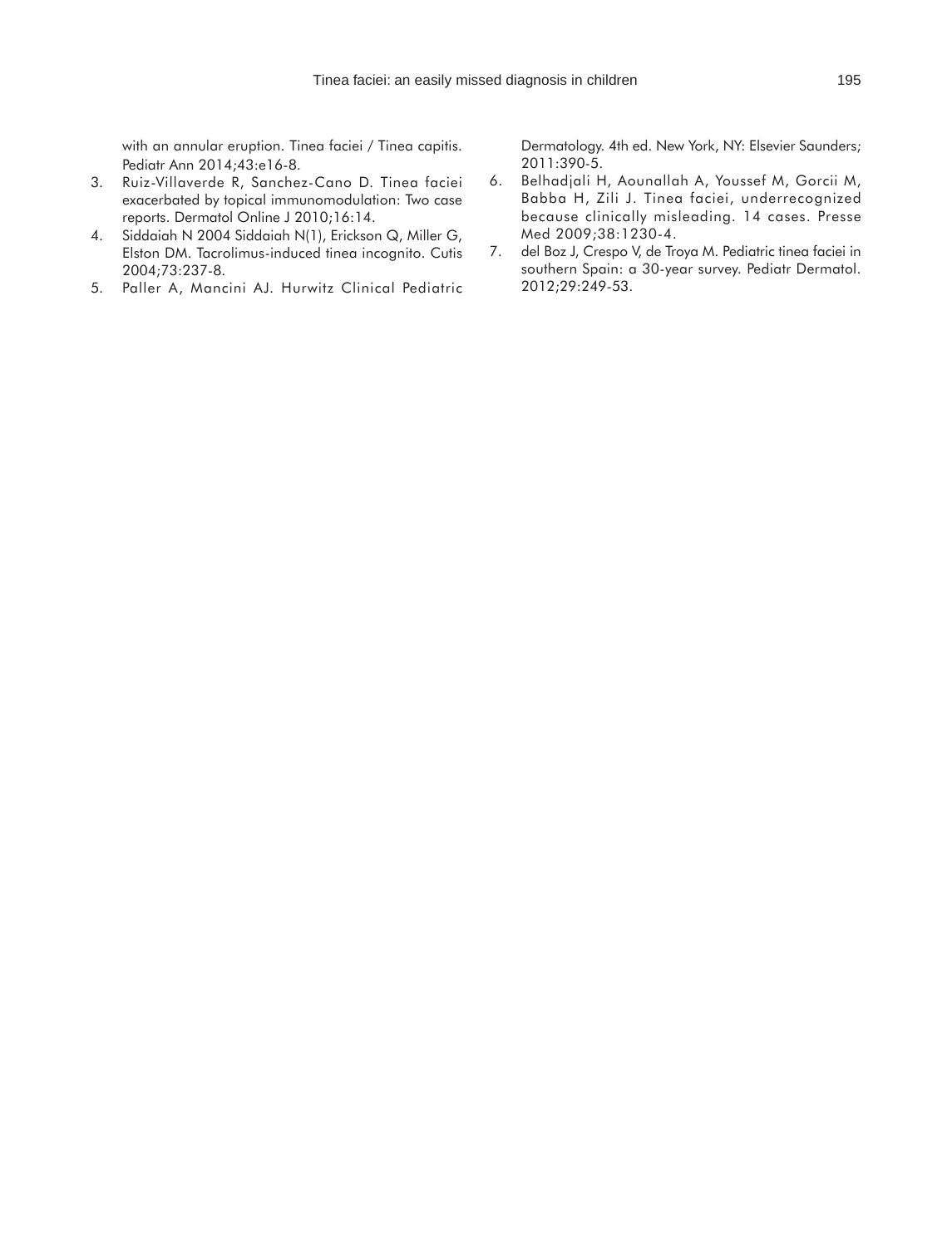with an annular eruption. Tinea faciei / Tinea capitis. Pediatr Ann 2014;43:e16-8.

3. Ruiz-Villaverde R, Sanchez-Cano D. Tinea faciei exacerbated by topical immunomodulation: Two case reports. Dermatol Online J 2010;16:14.
4. Siddaiah N 2004 Siddaiah N(1), Erickson Q, Miller G, Elston DM. Tacrolimus-induced tinea incognito. Cutis 2004;73:237-8.
5. Paller A, Mancini AJ. Hurwitz Clinical Pediatric Dermatology. 4th ed. New York, NY: Elsevier Saunders; 2011:390-5.
6. Belhadjali H, Aounallah A, Youssef M, Gorcii M, Babba H, Zili J. Tinea faciei, underrecognized because clinically misleading. 14 cases. Presse Med 2009;38:1230-4.
7. del Boz J, Crespo V, de Troya M. Pediatric tinea faciei in southern Spain: a 30-year survey. Pediatr Dermatol. 2012;29:249-53.